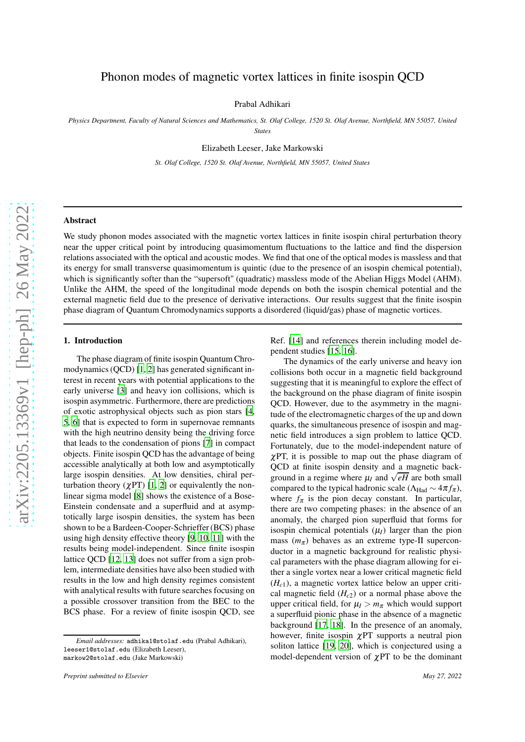# Phonon modes of magnetic vortex lattices in finite isospin QCD

Prabal Adhikari

*Physics Department, Faculty of Natural Sciences and Mathematics, St. Olaf College, 1520 St. Olaf Avenue, Northfield, MN 55057, United States*

Elizabeth Leeser, Jake Markowski

*St. Olaf College, 1520 St. Olaf Avenue, Northfield, MN 55057, United States*

---

## Abstract

We study phonon modes associated with the magnetic vortex lattices in finite isospin chiral perturbation theory near the upper critical point by introducing quasimomentum fluctuations to the lattice and find the dispersion relations associated with the optical and acoustic modes. We find that one of the optical modes is massless and that its energy for small transverse quasimomentum is quintic (due to the presence of an isospin chemical potential), which is significantly softer than the "supersoft" (quadratic) massless mode of the Abelian Higgs Model (AHM). Unlike the AHM, the speed of the longitudinal mode depends on both the isospin chemical potential and the external magnetic field due to the presence of derivative interactions. Our results suggest that the finite isospin phase diagram of Quantum Chromodynamics supports a disordered (liquid/gas) phase of magnetic vortices.

---

## 1. Introduction

The phase diagram of finite isospin Quantum Chromodynamics (QCD) [1, 2] has generated significant interest in recent years with potential applications to the early universe [3] and heavy ion collisions, which is isospin asymmetric. Furthermore, there are predictions of exotic astrophysical objects such as pion stars [4, 5, 6] that is expected to form in supernovae remnants with the high neutrino density being the driving force that leads to the condensation of pions [7] in compact objects. Finite isospin QCD has the advantage of being accessible analytically at both low and asymptotically large isospin densities. At low densities, chiral perturbation theory ($\chi$PT) [1, 2] or equivalently the non-linear sigma model [8] shows the existence of a Bose-Einstein condensate and a superfluid and at asymptotically large isospin densities, the system has been shown to be a Bardeen-Cooper-Schrieffer (BCS) phase using high density effective theory [9, 10, 11] with the results being model-independent. Since finite isospin lattice QCD [12, 13] does not suffer from a sign problem, intermediate densities have also been studied with results in the low and high density regimes consistent with analytical results with future searches focusing on a possible crossover transition from the BEC to the BCS phase. For a review of finite isospin QCD, see Ref. [14] and references therein including model dependent studies [15, 16].

The dynamics of the early universe and heavy ion collisions both occur in a magnetic field background suggesting that it is meaningful to explore the effect of the background on the phase diagram of finite isospin QCD. However, due to the asymmetry in the magnitude of the electromagnetic charges of the up and down quarks, the simultaneous presence of isospin and magnetic field introduces a sign problem to lattice QCD. Fortunately, due to the model-independent nature of $\chi$PT, it is possible to map out the phase diagram of QCD at finite isospin density and a magnetic background in a regime where $\mu_I$ and $\sqrt{eH}$ are both small compared to the typical hadronic scale ($\Lambda_{\rm Had} \sim 4\pi f_\pi$), where $f_\pi$ is the pion decay constant. In particular, there are two competing phases: in the absence of an anomaly, the charged pion superfluid that forms for isospin chemical potentials ($\mu_I$) larger than the pion mass ($m_\pi$) behaves as an extreme type-II superconductor in a magnetic background for realistic physical parameters with the phase diagram allowing for either a single vortex near a lower critical magnetic field ($H_{c1}$), a magnetic vortex lattice below an upper critical magnetic field ($H_{c2}$) or a normal phase above the upper critical field, for $\mu_I > m_\pi$ which would support a superfluid pionic phase in the absence of a magnetic background [17, 18]. In the presence of an anomaly, however, finite isospin $\chi$PT supports a neutral pion soliton lattice [19, 20], which is conjectured using a model-dependent version of $\chi$PT to be the dominant

Email addresses: adhika1@stolaf.edu (Prabal Adhikari), leeser1@stolaf.edu (Elizabeth Leeser), markow2@stolaf.edu (Jake Markowski)

*Preprint submitted to Elsevier* *May 27, 2022*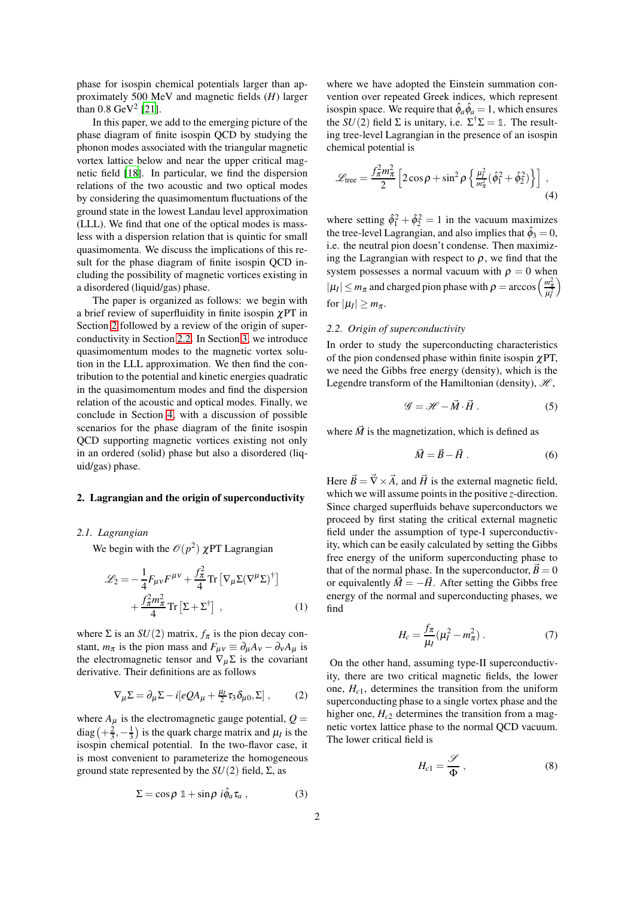phase for isospin chemical potentials larger than approximately 500 MeV and magnetic fields ($H$) larger than 0.8 GeV$^2$ [21].

In this paper, we add to the emerging picture of the phase diagram of finite isospin QCD by studying the phonon modes associated with the triangular magnetic vortex lattice below and near the upper critical magnetic field [18]. In particular, we find the dispersion relations of the two acoustic and two optical modes by considering the quasimomentum fluctuations of the ground state in the lowest Landau level approximation (LLL). We find that one of the optical modes is massless with a dispersion relation that is quintic for small quasimomenta. We discuss the implications of this result for the phase diagram of finite isospin QCD including the possibility of magnetic vortices existing in a disordered (liquid/gas) phase.

The paper is organized as follows: we begin with a brief review of superfluidity in finite isospin $\chi$PT in Section 2 followed by a review of the origin of superconductivity in Section 2.2. In Section 3, we introduce quasimomentum modes to the magnetic vortex solution in the LLL approximation. We then find the contribution to the potential and kinetic energies quadratic in the quasimomentum modes and find the dispersion relation of the acoustic and optical modes. Finally, we conclude in Section 4, with a discussion of possible scenarios for the phase diagram of the finite isospin QCD supporting magnetic vortices existing not only in an ordered (solid) phase but also a disordered (liquid/gas) phase.

## 2. Lagrangian and the origin of superconductivity

### 2.1. Lagrangian

We begin with the $\mathcal{O}(p^2)$ $\chi$PT Lagrangian

$$\mathcal{L}_2 = -\frac{1}{4}F_{\mu\nu}F^{\mu\nu} + \frac{f_\pi^2}{4}\operatorname{Tr}\left[\nabla_\mu\Sigma(\nabla^\mu\Sigma)^\dagger\right] + \frac{f_\pi^2 m_\pi^2}{4}\operatorname{Tr}\left[\Sigma+\Sigma^\dagger\right] \;, \tag{1}$$

where $\Sigma$ is an $SU(2)$ matrix, $f_\pi$ is the pion decay constant, $m_\pi$ is the pion mass and $F_{\mu\nu} \equiv \partial_\mu A_\nu - \partial_\nu A_\mu$ is the electromagnetic tensor and $\nabla_\mu\Sigma$ is the covariant derivative. Their definitions are as follows

$$\nabla_\mu\Sigma = \partial_\mu\Sigma - i[eQA_\mu + \tfrac{\mu_I}{2}\tau_3\delta_{\mu 0}, \Sigma] \;, \tag{2}$$

where $A_\mu$ is the electromagnetic gauge potential, $Q = \operatorname{diag}\left(+\frac{2}{3}, -\frac{1}{3}\right)$ is the quark charge matrix and $\mu_I$ is the isospin chemical potential. In the two-flavor case, it is most convenient to parameterize the homogeneous ground state represented by the $SU(2)$ field, $\Sigma$, as

$$\Sigma = \cos\rho\;\mathbb{1} + \sin\rho\; i\hat{\phi}_a\tau_a \;, \tag{3}$$

where we have adopted the Einstein summation convention over repeated Greek indices, which represent isospin space. We require that $\hat{\phi}_a\hat{\phi}_a = 1$, which ensures the $SU(2)$ field $\Sigma$ is unitary, i.e. $\Sigma^\dagger\Sigma = \mathbb{1}$. The resulting tree-level Lagrangian in the presence of an isospin chemical potential is

$$\mathcal{L}_{\text{tree}} = \frac{f_\pi^2 m_\pi^2}{2}\left[2\cos\rho + \sin^2\rho\left\{\tfrac{\mu_I^2}{m_\pi^2}(\hat{\phi}_1^2 + \hat{\phi}_2^2)\right\}\right] \;, \tag{4}$$

where setting $\hat{\phi}_1^2 + \hat{\phi}_2^2 = 1$ in the vacuum maximizes the tree-level Lagrangian, and also implies that $\hat{\phi}_3 = 0$, i.e. the neutral pion doesn't condense. Then maximizing the Lagrangian with respect to $\rho$, we find that the system possesses a normal vacuum with $\rho = 0$ when $|\mu_I| \leq m_\pi$ and charged pion phase with $\rho = \arccos\left(\frac{m_\pi^2}{\mu_I^2}\right)$ for $|\mu_I| \geq m_\pi$.

### 2.2. Origin of superconductivity

In order to study the superconducting characteristics of the pion condensed phase within finite isospin $\chi$PT, we need the Gibbs free energy (density), which is the Legendre transform of the Hamiltonian (density), $\mathcal{H}$,

$$\mathcal{G} = \mathcal{H} - \vec{M}\cdot\vec{H} \;. \tag{5}$$

where $\vec{M}$ is the magnetization, which is defined as

$$\vec{M} = \vec{B} - \vec{H} \;. \tag{6}$$

Here $\vec{B} = \vec{\nabla}\times\vec{A}$, and $\vec{H}$ is the external magnetic field, which we will assume points in the positive $z$-direction. Since charged superfluids behave superconductors we proceed by first stating the critical external magnetic field under the assumption of type-I superconductivity, which can be easily calculated by setting the Gibbs free energy of the uniform superconducting phase to that of the normal phase. In the superconductor, $\vec{B} = 0$ or equivalently $\vec{M} = -\vec{H}$. After setting the Gibbs free energy of the normal and superconducting phases, we find

$$H_c = \frac{f_\pi}{\mu_I}(\mu_I^2 - m_\pi^2) \;. \tag{7}$$

On the other hand, assuming type-II superconductivity, there are two critical magnetic fields, the lower one, $H_{c1}$, determines the transition from the uniform superconducting phase to a single vortex phase and the higher one, $H_{c2}$ determines the transition from a magnetic vortex lattice phase to the normal QCD vacuum. The lower critical field is

$$H_{c1} = \frac{\mathcal{S}}{\Phi} \;, \tag{8}$$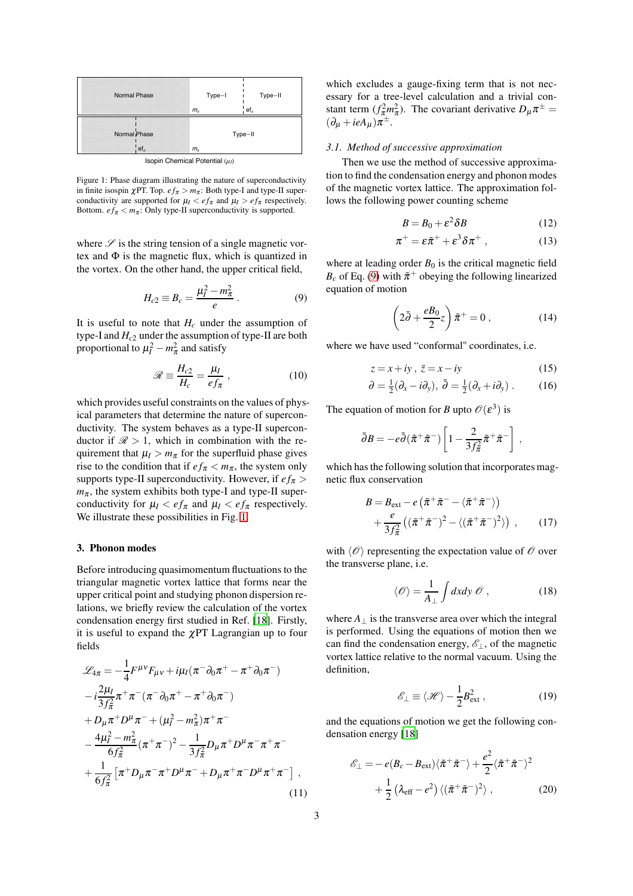Figure 1: Phase diagram illustrating the nature of superconductivity in finite isospin $\chi$PT. Top. $ef_\pi > m_\pi$: Both type-I and type-II superconductivity are supported for $\mu_I < ef_\pi$ and $\mu_I > ef_\pi$ respectively. Bottom. $ef_\pi < m_\pi$: Only type-II superconductivity is supported.

where $\mathscr{S}$ is the string tension of a single magnetic vortex and $\Phi$ is the magnetic flux, which is quantized in the vortex. On the other hand, the upper critical field,

$$H_{c2} \equiv B_c = \frac{\mu_I^2 - m_\pi^2}{e} \,. \tag{9}$$

It is useful to note that $H_c$ under the assumption of type-I and $H_{c2}$ under the assumption of type-II are both proportional to $\mu_I^2 - m_\pi^2$ and satisfy

$$\mathscr{R} \equiv \frac{H_{c2}}{H_c} = \frac{\mu_I}{ef_\pi} \,, \tag{10}$$

which provides useful constraints on the values of physical parameters that determine the nature of superconductivity. The system behaves as a type-II superconductor if $\mathscr{R} > 1$, which in combination with the requirement that $\mu_I > m_\pi$ for the superfluid phase gives rise to the condition that if $ef_\pi < m_\pi$, the system only supports type-II superconductivity. However, if $ef_\pi > m_\pi$, the system exhibits both type-I and type-II superconductivity for $\mu_I < ef_\pi$ and $\mu_I < ef_\pi$ respectively. We illustrate these possibilities in Fig. 1.

## 3. Phonon modes

Before introducing quasimomentum fluctuations to the triangular magnetic vortex lattice that forms near the upper critical point and studying phonon dispersion relations, we briefly review the calculation of the vortex condensation energy first studied in Ref. [18]. Firstly, it is useful to expand the $\chi$PT Lagrangian up to four fields

$$\begin{aligned}
\mathscr{L}_{4\pi} &= -\frac{1}{4}F^{\mu\nu}F_{\mu\nu} + i\mu_I(\pi^-\partial_0\pi^+ - \pi^+\partial_0\pi^-) \\
&- i\frac{2\mu_I}{3f_\pi^2}\pi^+\pi^-(\pi^-\partial_0\pi^+ - \pi^+\partial_0\pi^-) \\
&+ D_\mu\pi^+D^\mu\pi^- + (\mu_I^2 - m_\pi^2)\pi^+\pi^- \\
&- \frac{4\mu_I^2 - m_\pi^2}{6f_\pi^2}(\pi^+\pi^-)^2 - \frac{1}{3f_\pi^2}D_\mu\pi^+D^\mu\pi^-\pi^+\pi^- \\
&+ \frac{1}{6f_\pi^2}\left[\pi^+D_\mu\pi^-\pi^+D^\mu\pi^- + D_\mu\pi^+\pi^-D^\mu\pi^+\pi^-\right] \,,
\end{aligned} \tag{11}$$

which excludes a gauge-fixing term that is not necessary for a tree-level calculation and a trivial constant term ($f_\pi^2 m_\pi^2$). The covariant derivative $D_\mu\pi^\pm = (\partial_\mu + ieA_\mu)\pi^\pm$.

### 3.1. Method of successive approximation

Then we use the method of successive approximation to find the condensation energy and phonon modes of the magnetic vortex lattice. The approximation follows the following power counting scheme

$$B = B_0 + \varepsilon^2\delta B \tag{12}$$

$$\pi^+ = \varepsilon\tilde{\pi}^+ + \varepsilon^3\delta\pi^+ \,, \tag{13}$$

where at leading order $B_0$ is the critical magnetic field $B_c$ of Eq. (9) with $\tilde{\pi}^+$ obeying the following linearized equation of motion

$$\left(2\bar{\partial} + \frac{eB_0}{2}z\right)\tilde{\pi}^+ = 0 \,, \tag{14}$$

where we have used "conformal" coordinates, i.e.

$$z = x + iy \,,\; \bar{z} = x - iy \tag{15}$$

$$\partial = \tfrac{1}{2}(\partial_x - i\partial_y),\; \bar{\partial} = \tfrac{1}{2}(\partial_x + i\partial_y) \,. \tag{16}$$

The equation of motion for $B$ upto $\mathscr{O}(\varepsilon^3)$ is

$$\bar{\partial}B = -e\bar{\partial}(\tilde{\pi}^+\tilde{\pi}^-)\left[1 - \frac{2}{3f_\pi^2}\tilde{\pi}^+\tilde{\pi}^-\right] \,,$$

which has the following solution that incorporates magnetic flux conservation

$$\begin{aligned}
B &= B_{\rm ext} - e\left(\tilde{\pi}^+\tilde{\pi}^- - \langle\tilde{\pi}^+\tilde{\pi}^-\rangle\right) \\
&+ \frac{e}{3f_\pi^2}\left((\tilde{\pi}^+\tilde{\pi}^-)^2 - \langle(\tilde{\pi}^+\tilde{\pi}^-)^2\rangle\right) \,,
\end{aligned} \tag{17}$$

with $\langle\mathscr{O}\rangle$ representing the expectation value of $\mathscr{O}$ over the transverse plane, i.e.

$$\langle\mathscr{O}\rangle = \frac{1}{A_\perp}\int dxdy\, \mathscr{O} \,, \tag{18}$$

where $A_\perp$ is the transverse area over which the integral is performed. Using the equations of motion then we can find the condensation energy, $\mathscr{E}_\perp$, of the magnetic vortex lattice relative to the normal vacuum. Using the definition,

$$\mathscr{E}_\perp \equiv \langle\mathscr{H}\rangle - \frac{1}{2}B_{\rm ext}^2 \,, \tag{19}$$

and the equations of motion we get the following condensation energy [18]

$$\begin{aligned}
\mathscr{E}_\perp &= -e(B_c - B_{\rm ext})\langle\tilde{\pi}^+\tilde{\pi}^-\rangle + \frac{e^2}{2}\langle\tilde{\pi}^+\tilde{\pi}^-\rangle^2 \\
&+ \frac{1}{2}\left(\lambda_{\rm eff} - e^2\right)\langle(\tilde{\pi}^+\tilde{\pi}^-)^2\rangle \,,
\end{aligned} \tag{20}$$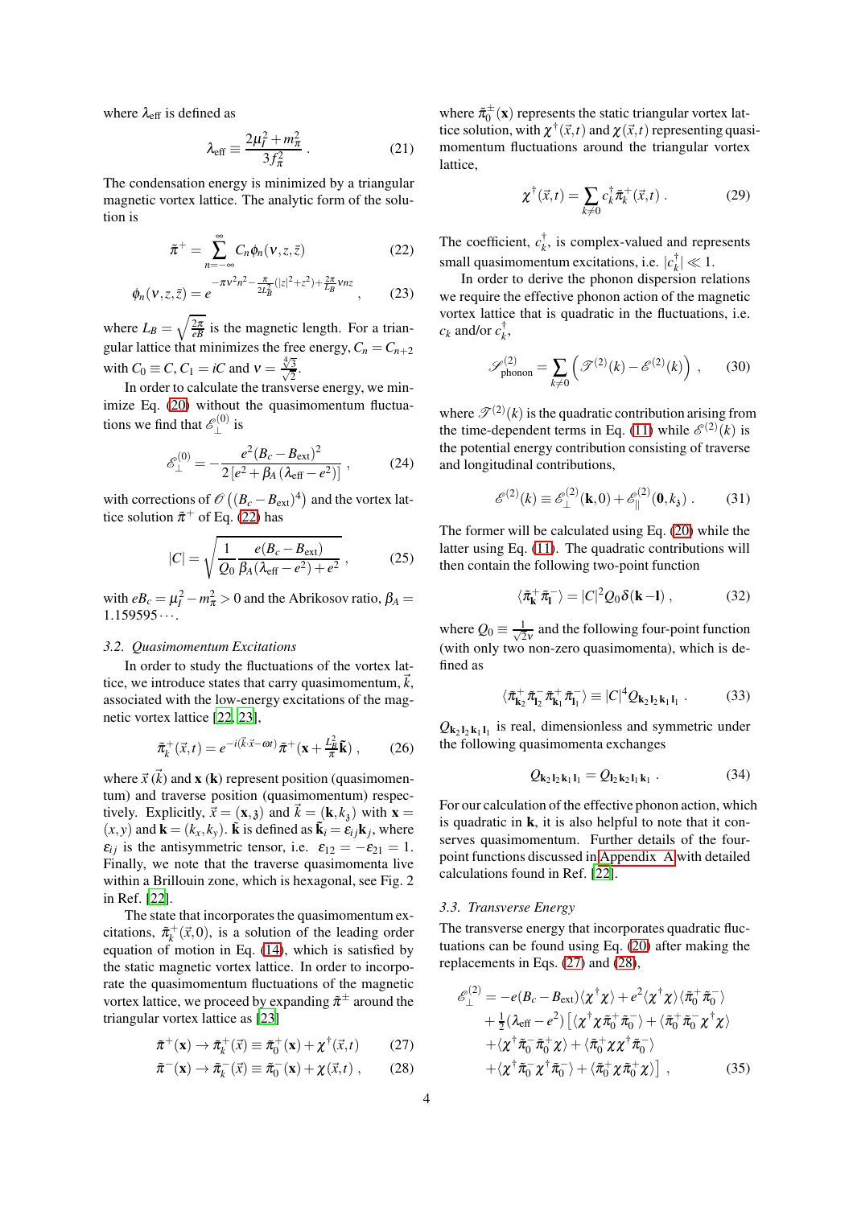where $\lambda_{\text{eff}}$ is defined as

$$\lambda_{\text{eff}} \equiv \frac{2\mu_I^2 + m_\pi^2}{3f_\pi^2} \,. \tag{21}$$

The condensation energy is minimized by a triangular magnetic vortex lattice. The analytic form of the solution is

$$\tilde{\pi}^+ = \sum_{n=-\infty}^{\infty} C_n \phi_n(\nu, z, \bar{z}) \tag{22}$$

$$\phi_n(\nu, z, \bar{z}) = e^{-\pi\nu^2 n^2 - \frac{\pi}{2L_B^2}(|z|^2 + z^2) + \frac{2\pi}{L_B}\nu n z} \,, \tag{23}$$

where $L_B = \sqrt{\frac{2\pi}{eB}}$ is the magnetic length. For a triangular lattice that minimizes the free energy, $C_n = C_{n+2}$ with $C_0 \equiv C$, $C_1 = iC$ and $\nu = \frac{\sqrt[4]{3}}{\sqrt{2}}$.

In order to calculate the transverse energy, we minimize Eq. (20) without the quasimomentum fluctuations we find that $\mathscr{E}_\perp^{(0)}$ is

$$\mathscr{E}_\perp^{(0)} = -\frac{e^2(B_c - B_{\text{ext}})^2}{2\left[e^2 + \beta_A(\lambda_{\text{eff}} - e^2)\right]} \,, \tag{24}$$

with corrections of $\mathscr{O}\left((B_c - B_{\text{ext}})^4\right)$ and the vortex lattice solution $\tilde{\pi}^+$ of Eq. (22) has

$$|C| = \sqrt{\frac{1}{Q_0} \frac{e(B_c - B_{\text{ext}})}{\beta_A(\lambda_{\text{eff}} - e^2) + e^2}} \,, \tag{25}$$

with $eB_c = \mu_I^2 - m_\pi^2 > 0$ and the Abrikosov ratio, $\beta_A = 1.159595\cdots$.

### 3.2. Quasimomentum Excitations

In order to study the fluctuations of the vortex lattice, we introduce states that carry quasimomentum, $\vec{k}$, associated with the low-energy excitations of the magnetic vortex lattice [22, 23],

$$\tilde{\pi}_k^+(\vec{x}, t) = e^{-i(\vec{k}\cdot\vec{x} - \omega t)}\,\tilde{\pi}^+(\mathbf{x} + \tfrac{L_B^2}{\pi}\tilde{\mathbf{k}}) \,, \tag{26}$$

where $\vec{x}$ ($\vec{k}$) and $\mathbf{x}$ ($\mathbf{k}$) represent position (quasimomentum) and traverse position (quasimomentum) respectively. Explicitly, $\vec{x} = (\mathbf{x}, \mathfrak{z})$ and $\vec{k} = (\mathbf{k}, k_\mathfrak{z})$ with $\mathbf{x} = (x, y)$ and $\mathbf{k} = (k_x, k_y)$. $\tilde{\mathbf{k}}$ is defined as $\tilde{\mathbf{k}}_i = \varepsilon_{ij}\mathbf{k}_j$, where $\varepsilon_{ij}$ is the antisymmetric tensor, i.e. $\varepsilon_{12} = -\varepsilon_{21} = 1$. Finally, we note that the traverse quasimomenta live within a Brillouin zone, which is hexagonal, see Fig. 2 in Ref. [22].

The state that incorporates the quasimomentum excitations, $\tilde{\pi}_k^+(\vec{x}, 0)$, is a solution of the leading order equation of motion in Eq. (14), which is satisfied by the static magnetic vortex lattice. In order to incorporate the quasimomentum fluctuations of the magnetic vortex lattice, we proceed by expanding $\tilde{\pi}^\pm$ around the triangular vortex lattice as [23]

$$\tilde{\pi}^+(\mathbf{x}) \to \tilde{\pi}_k^+(\vec{x}) \equiv \tilde{\pi}_0^+(\mathbf{x}) + \chi^\dagger(\vec{x}, t) \tag{27}$$

$$\tilde{\pi}^-(\mathbf{x}) \to \tilde{\pi}_k^-(\vec{x}) \equiv \tilde{\pi}_0^-(\mathbf{x}) + \chi(\vec{x}, t) \,, \tag{28}$$

where $\tilde{\pi}_0^\pm(\mathbf{x})$ represents the static triangular vortex lattice solution, with $\chi^\dagger(\vec{x}, t)$ and $\chi(\vec{x}, t)$ representing quasimomentum fluctuations around the triangular vortex lattice,

$$\chi^\dagger(\vec{x}, t) = \sum_{k \neq 0} c_k^\dagger \tilde{\pi}_k^+(\vec{x}, t) \,. \tag{29}$$

The coefficient, $c_k^\dagger$, is complex-valued and represents small quasimomentum excitations, i.e. $|c_k^\dagger| \ll 1$.

In order to derive the phonon dispersion relations we require the effective phonon action of the magnetic vortex lattice that is quadratic in the fluctuations, i.e. $c_k$ and/or $c_k^\dagger$,

$$\mathscr{S}_{\text{phonon}}^{(2)} = \sum_{k \neq 0} \left( \mathscr{T}^{(2)}(k) - \mathscr{E}^{(2)}(k) \right) \,, \tag{30}$$

where $\mathscr{T}^{(2)}(k)$ is the quadratic contribution arising from the time-dependent terms in Eq. (11) while $\mathscr{E}^{(2)}(k)$ is the potential energy contribution consisting of traverse and longitudinal contributions,

$$\mathscr{E}^{(2)}(k) \equiv \mathscr{E}_\perp^{(2)}(\mathbf{k}, 0) + \mathscr{E}_\parallel^{(2)}(\mathbf{0}, k_\mathfrak{z}) \,. \tag{31}$$

The former will be calculated using Eq. (20) while the latter using Eq. (11). The quadratic contributions will then contain the following two-point function

$$\langle \tilde{\pi}_\mathbf{k}^+ \tilde{\pi}_\mathbf{l}^- \rangle = |C|^2 Q_0 \delta(\mathbf{k} - \mathbf{l}) \,, \tag{32}$$

where $Q_0 \equiv \frac{1}{\sqrt{2}\nu}$ and the following four-point function (with only two non-zero quasimomenta), which is defined as

$$\langle \tilde{\pi}_{\mathbf{k}_2}^+ \tilde{\pi}_{\mathbf{l}_2}^- \tilde{\pi}_{\mathbf{k}_1}^+ \tilde{\pi}_{\mathbf{l}_1}^- \rangle \equiv |C|^4 Q_{\mathbf{k}_2 \mathbf{l}_2 \mathbf{k}_1 \mathbf{l}_1} \,. \tag{33}$$

$Q_{\mathbf{k}_2 \mathbf{l}_2 \mathbf{k}_1 \mathbf{l}_1}$ is real, dimensionless and symmetric under the following quasimomenta exchanges

$$Q_{\mathbf{k}_2 \mathbf{l}_2 \mathbf{k}_1 \mathbf{l}_1} = Q_{\mathbf{l}_2 \mathbf{k}_2 \mathbf{l}_1 \mathbf{k}_1} \,. \tag{34}$$

For our calculation of the effective phonon action, which is quadratic in $\mathbf{k}$, it is also helpful to note that it conserves quasimomentum. Further details of the four-point functions discussed in Appendix A with detailed calculations found in Ref. [22].

### 3.3. Transverse Energy

The transverse energy that incorporates quadratic fluctuations can be found using Eq. (20) after making the replacements in Eqs. (27) and (28),

$$\begin{aligned}
\mathscr{E}_\perp^{(2)} = &-e(B_c - B_{\text{ext}})\langle \chi^\dagger \chi \rangle + e^2 \langle \chi^\dagger \chi \rangle \langle \tilde{\pi}_0^+ \tilde{\pi}_0^- \rangle \\
&+ \tfrac{1}{2}(\lambda_{\text{eff}} - e^2)\left[ \langle \chi^\dagger \chi \tilde{\pi}_0^+ \tilde{\pi}_0^- \rangle + \langle \tilde{\pi}_0^+ \tilde{\pi}_0^- \chi^\dagger \chi \rangle \right. \\
&+ \langle \chi^\dagger \tilde{\pi}_0^- \tilde{\pi}_0^+ \chi \rangle + \langle \tilde{\pi}_0^+ \chi \chi^\dagger \tilde{\pi}_0^- \rangle \\
&\left. + \langle \chi^\dagger \tilde{\pi}_0^- \chi^\dagger \tilde{\pi}_0^- \rangle + \langle \tilde{\pi}_0^+ \chi \tilde{\pi}_0^+ \chi \rangle \right] \,,
\end{aligned} \tag{35}$$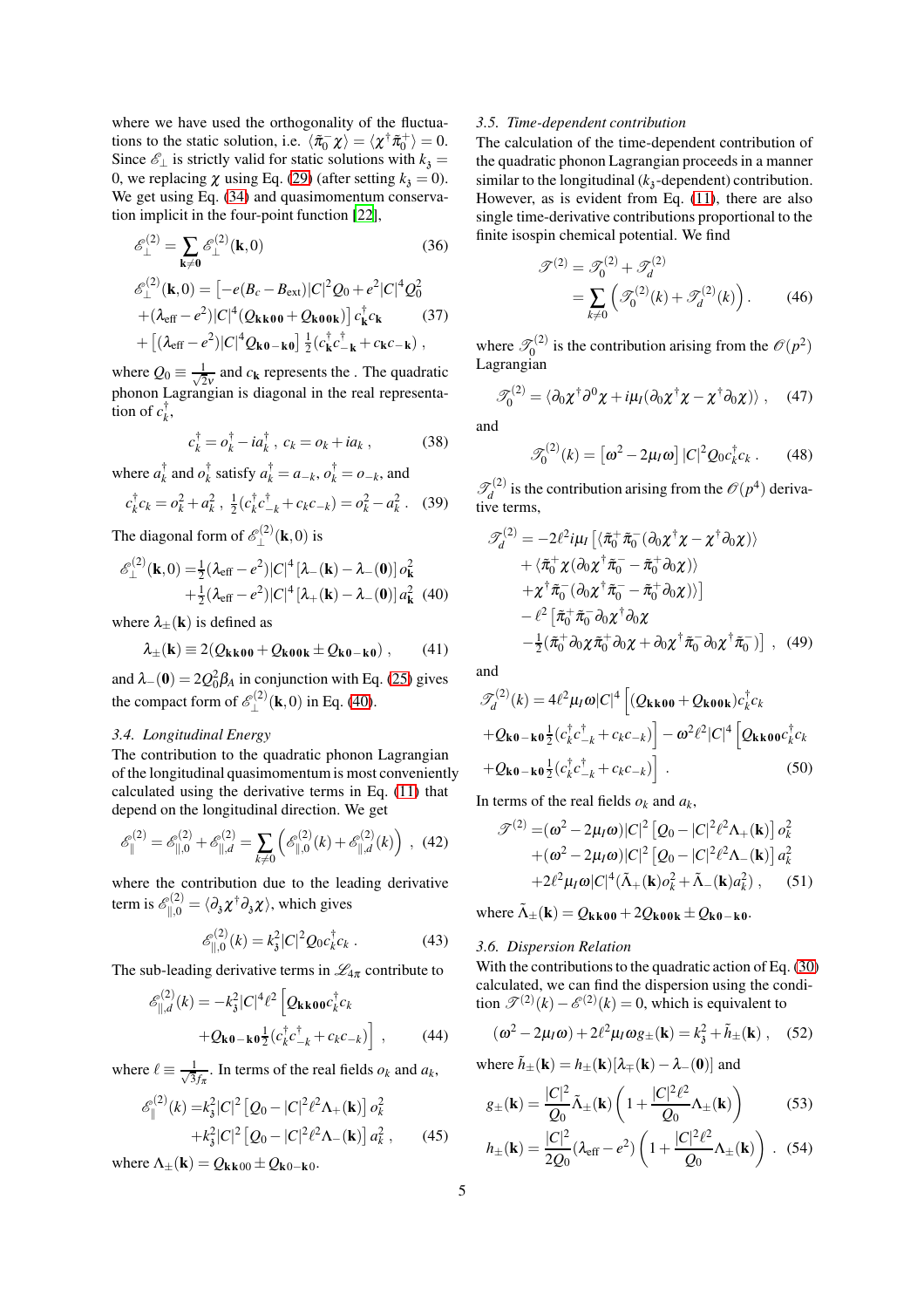where we have used the orthogonality of the fluctuations to the static solution, i.e. $\langle \tilde{\pi}_0^- \chi \rangle = \langle \chi^\dagger \tilde{\pi}_0^+ \rangle = 0$. Since $\mathscr{E}_\perp$ is strictly valid for static solutions with $k_\mathfrak{z} = 0$, we replacing $\chi$ using Eq. (29) (after setting $k_\mathfrak{z} = 0$). We get using Eq. (34) and quasimomentum conservation implicit in the four-point function [22],

$$\mathscr{E}_\perp^{(2)} = \sum_{\mathbf{k}\neq\mathbf{0}} \mathscr{E}_\perp^{(2)}(\mathbf{k},0) \tag{36}$$

$$\begin{aligned}\mathscr{E}_\perp^{(2)}(\mathbf{k},0) &= \left[-e(B_c - B_{\rm ext})|C|^2 Q_0 + e^2|C|^4 Q_0^2 \right.\\ &\left.+(\lambda_{\rm eff}-e^2)|C|^4(Q_{\mathbf{kk00}} + Q_{\mathbf{k00k}})\right] c_{\mathbf{k}}^\dagger c_{\mathbf{k}} \\ &+\left[(\lambda_{\rm eff}-e^2)|C|^4 Q_{\mathbf{k0-k0}}\right] \tfrac{1}{2}(c_{\mathbf{k}}^\dagger c_{-\mathbf{k}}^\dagger + c_{\mathbf{k}} c_{-\mathbf{k}}) ,\end{aligned} \tag{37}$$

where $Q_0 \equiv \frac{1}{\sqrt{2}\nu}$ and $c_{\mathbf{k}}$ represents the . The quadratic phonon Lagrangian is diagonal in the real representation of $c_k^\dagger$,

$$c_k^\dagger = o_k^\dagger - i a_k^\dagger ,\; c_k = o_k + i a_k , \tag{38}$$

where $a_k^\dagger$ and $o_k^\dagger$ satisfy $a_k^\dagger = a_{-k}$, $o_k^\dagger = o_{-k}$, and

$$c_k^\dagger c_k = o_k^2 + a_k^2 ,\; \tfrac{1}{2}(c_k^\dagger c_{-k}^\dagger + c_k c_{-k}) = o_k^2 - a_k^2 . \tag{39}$$

The diagonal form of $\mathscr{E}_\perp^{(2)}(\mathbf{k},0)$ is

$$\begin{aligned}\mathscr{E}_\perp^{(2)}(\mathbf{k},0) =& \tfrac{1}{2}(\lambda_{\rm eff}-e^2)|C|^4\left[\lambda_-(\mathbf{k}) - \lambda_-(\mathbf{0})\right] o_{\mathbf{k}}^2 \\ &+\tfrac{1}{2}(\lambda_{\rm eff}-e^2)|C|^4\left[\lambda_+(\mathbf{k}) - \lambda_-(\mathbf{0})\right] a_{\mathbf{k}}^2\end{aligned} \tag{40}$$

where $\lambda_\pm(\mathbf{k})$ is defined as

$$\lambda_\pm(\mathbf{k}) \equiv 2(Q_{\mathbf{kk00}} + Q_{\mathbf{k00k}} \pm Q_{\mathbf{k0-k0}}) , \tag{41}$$

and $\lambda_-(\mathbf{0}) = 2Q_0^2\beta_A$ in conjunction with Eq. (25) gives the compact form of $\mathscr{E}_\perp^{(2)}(\mathbf{k},0)$ in Eq. (40).

### 3.4. Longitudinal Energy

The contribution to the quadratic phonon Lagrangian of the longitudinal quasimomentum is most conveniently calculated using the derivative terms in Eq. (11) that depend on the longitudinal direction. We get

$$\mathscr{E}_\parallel^{(2)} = \mathscr{E}_{\parallel,0}^{(2)} + \mathscr{E}_{\parallel,d}^{(2)} = \sum_{k\neq 0}\left(\mathscr{E}_{\parallel,0}^{(2)}(k) + \mathscr{E}_{\parallel,d}^{(2)}(k)\right) , \tag{42}$$

where the contribution due to the leading derivative term is $\mathscr{E}_{\parallel,0}^{(2)} = \langle \partial_\mathfrak{z}\chi^\dagger \partial_\mathfrak{z}\chi \rangle$, which gives

$$\mathscr{E}_{\parallel,0}^{(2)}(k) = k_\mathfrak{z}^2 |C|^2 Q_0 c_k^\dagger c_k . \tag{43}$$

The sub-leading derivative terms in $\mathscr{L}_{4\pi}$ contribute to

$$\begin{aligned}\mathscr{E}_{\parallel,d}^{(2)}(k) =& -k_\mathfrak{z}^2|C|^4\ell^2\left[Q_{\mathbf{kk00}} c_k^\dagger c_k \right.\\ &\left.+Q_{\mathbf{k0-k0}}\tfrac{1}{2}(c_k^\dagger c_{-k}^\dagger + c_k c_{-k})\right] ,\end{aligned} \tag{44}$$

where $\ell \equiv \frac{1}{\sqrt{3}f_\pi}$. In terms of the real fields $o_k$ and $a_k$,

$$\begin{aligned}\mathscr{E}_\parallel^{(2)}(k) =& k_\mathfrak{z}^2|C|^2\left[Q_0 - |C|^2\ell^2\Lambda_+(\mathbf{k})\right] o_k^2 \\ &+k_\mathfrak{z}^2|C|^2\left[Q_0 - |C|^2\ell^2\Lambda_-(\mathbf{k})\right] a_k^2 ,\end{aligned} \tag{45}$$

where $\Lambda_\pm(\mathbf{k}) = Q_{\mathbf{kk}00} \pm Q_{\mathbf{k}0-\mathbf{k}0}$.

### 3.5. Time-dependent contribution

The calculation of the time-dependent contribution of the quadratic phonon Lagrangian proceeds in a manner similar to the longitudinal ($k_\mathfrak{z}$-dependent) contribution. However, as is evident from Eq. (11), there are also single time-derivative contributions proportional to the finite isospin chemical potential. We find

$$\begin{aligned}\mathscr{T}^{(2)} &= \mathscr{T}_0^{(2)} + \mathscr{T}_d^{(2)} \\ &= \sum_{k\neq 0}\left(\mathscr{T}_0^{(2)}(k) + \mathscr{T}_d^{(2)}(k)\right) .\end{aligned} \tag{46}$$

where $\mathscr{T}_0^{(2)}$ is the contribution arising from the $\mathscr{O}(p^2)$ Lagrangian

$$\mathscr{T}_0^{(2)} = \langle \partial_0\chi^\dagger\partial^0\chi + i\mu_I(\partial_0\chi^\dagger\chi - \chi^\dagger\partial_0\chi)\rangle , \tag{47}$$

and

$$\mathscr{T}_0^{(2)}(k) = \left[\omega^2 - 2\mu_I\omega\right]|C|^2 Q_0 c_k^\dagger c_k . \tag{48}$$

$\mathscr{T}_d^{(2)}$ is the contribution arising from the $\mathscr{O}(p^4)$ derivative terms,

$$\begin{aligned}\mathscr{T}_d^{(2)} =& -2\ell^2 i\mu_I\left[\langle\tilde{\pi}_0^+\tilde{\pi}_0^-(\partial_0\chi^\dagger\chi - \chi^\dagger\partial_0\chi)\rangle\right. \\ &+\langle\tilde{\pi}_0^+\chi(\partial_0\chi^\dagger\tilde{\pi}_0^- - \tilde{\pi}_0^+\partial_0\chi)\rangle \\ &\left.+\chi^\dagger\tilde{\pi}_0^-(\partial_0\chi^\dagger\tilde{\pi}_0^- - \tilde{\pi}_0^+\partial_0\chi)\rangle\right] \\ &-\ell^2\left[\tilde{\pi}_0^+\tilde{\pi}_0^-\partial_0\chi^\dagger\partial_0\chi\right. \\ &\left.-\tfrac{1}{2}(\tilde{\pi}_0^+\partial_0\chi\tilde{\pi}_0^+\partial_0\chi + \partial_0\chi^\dagger\tilde{\pi}_0^-\partial_0\chi^\dagger\tilde{\pi}_0^-)\right] ,\end{aligned} \tag{49}$$

and

$$\begin{aligned}\mathscr{T}_d^{(2)}(k) =& 4\ell^2\mu_I\omega|C|^4\left[(Q_{\mathbf{kk00}} + Q_{\mathbf{k00k}})c_k^\dagger c_k\right. \\ &\left.+Q_{\mathbf{k0-k0}}\tfrac{1}{2}(c_k^\dagger c_{-k}^\dagger + c_k c_{-k})\right] - \omega^2\ell^2|C|^4\left[Q_{\mathbf{kk00}}c_k^\dagger c_k\right. \\ &\left.+Q_{\mathbf{k0-k0}}\tfrac{1}{2}(c_k^\dagger c_{-k}^\dagger + c_k c_{-k})\right] .\end{aligned} \tag{50}$$

In terms of the real fields $o_k$ and $a_k$,

$$\begin{aligned}\mathscr{T}^{(2)} =& (\omega^2 - 2\mu_I\omega)|C|^2\left[Q_0 - |C|^2\ell^2\Lambda_+(\mathbf{k})\right] o_k^2 \\ &+(\omega^2 - 2\mu_I\omega)|C|^2\left[Q_0 - |C|^2\ell^2\Lambda_-(\mathbf{k})\right] a_k^2 \\ &+2\ell^2\mu_I\omega|C|^4(\tilde{\Lambda}_+(\mathbf{k})o_k^2 + \tilde{\Lambda}_-(\mathbf{k})a_k^2) ,\end{aligned} \tag{51}$$

where $\tilde{\Lambda}_\pm(\mathbf{k}) = Q_{\mathbf{kk00}} + 2Q_{\mathbf{k00k}} \pm Q_{\mathbf{k0-k0}}$.

### 3.6. Dispersion Relation

With the contributions to the quadratic action of Eq. (30) calculated, we can find the dispersion using the condition $\mathscr{T}^{(2)}(k) - \mathscr{E}^{(2)}(k) = 0$, which is equivalent to

$$(\omega^2 - 2\mu_I\omega) + 2\ell^2\mu_I\omega g_\pm(\mathbf{k}) = k_\mathfrak{z}^2 + \tilde{h}_\pm(\mathbf{k}) , \tag{52}$$

where $\tilde{h}_\pm(\mathbf{k}) = h_\pm(\mathbf{k})[\lambda_\mp(\mathbf{k}) - \lambda_-(\mathbf{0})]$ and

$$g_\pm(\mathbf{k}) = \frac{|C|^2}{Q_0}\tilde{\Lambda}_\pm(\mathbf{k})\left(1 + \frac{|C|^2\ell^2}{Q_0}\Lambda_\pm(\mathbf{k})\right) \tag{53}$$

$$h_\pm(\mathbf{k}) = \frac{|C|^2}{2Q_0}(\lambda_{\rm eff} - e^2)\left(1 + \frac{|C|^2\ell^2}{Q_0}\Lambda_\pm(\mathbf{k})\right) . \tag{54}$$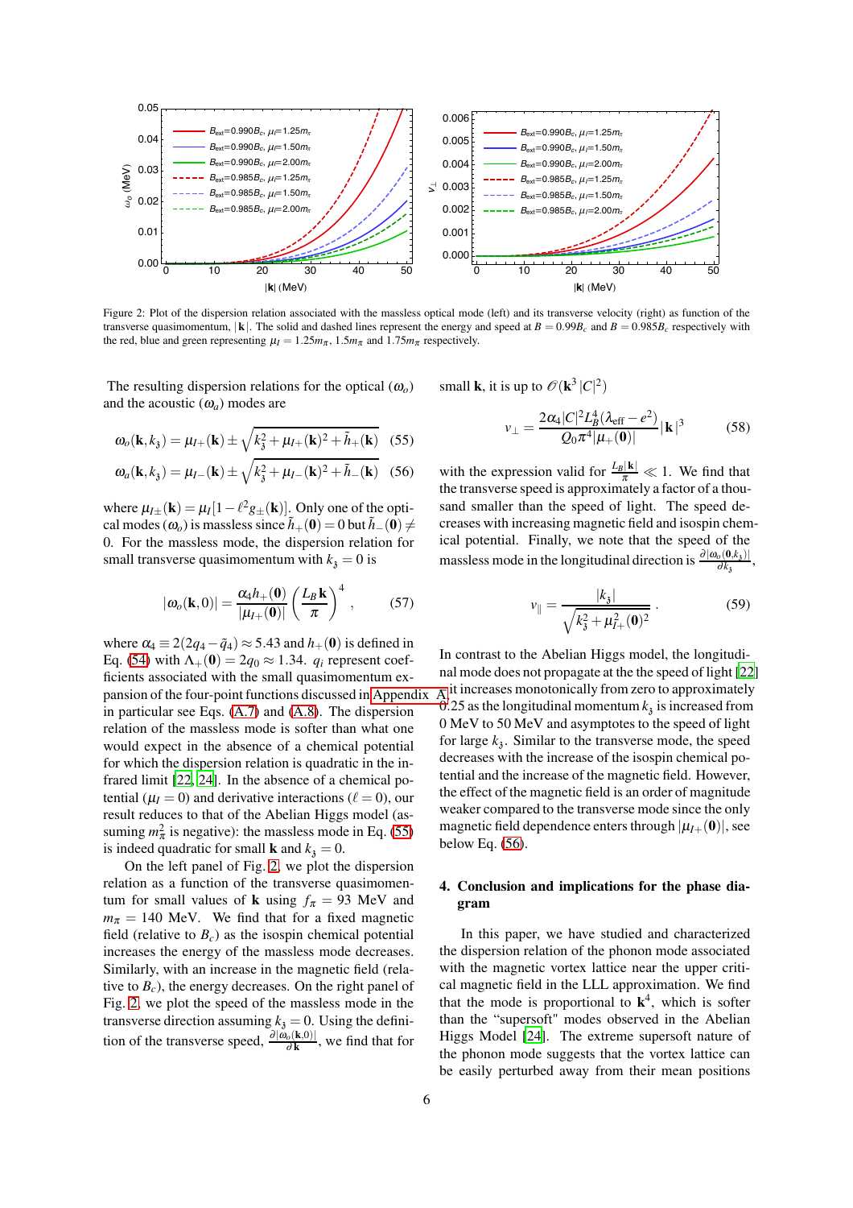Figure 2: Plot of the dispersion relation associated with the massless optical mode (left) and its transverse velocity (right) as function of the transverse quasimomentum, $|\mathbf{k}|$. The solid and dashed lines represent the energy and speed at $B = 0.99B_c$ and $B = 0.985B_c$ respectively with the red, blue and green representing $\mu_I = 1.25m_\pi$, $1.5m_\pi$ and $1.75m_\pi$ respectively.

The resulting dispersion relations for the optical ($\omega_o$) and the acoustic ($\omega_a$) modes are

$$\omega_o(\mathbf{k},k_3) = \mu_{I+}(\mathbf{k}) \pm \sqrt{k_3^2 + \mu_{I+}(\mathbf{k})^2 + \tilde{h}_+(\mathbf{k})} \quad (55)$$

$$\omega_a(\mathbf{k},k_3) = \mu_{I-}(\mathbf{k}) \pm \sqrt{k_3^2 + \mu_{I-}(\mathbf{k})^2 + \tilde{h}_-(\mathbf{k})} \quad (56)$$

where $\mu_{I\pm}(\mathbf{k}) = \mu_I[1 - \ell^2 g_\pm(\mathbf{k})]$. Only one of the optical modes ($\omega_o$) is massless since $\tilde{h}_+(\mathbf{0}) = 0$ but $\tilde{h}_-(\mathbf{0}) \neq 0$. For the massless mode, the dispersion relation for small transverse quasimomentum with $k_3 = 0$ is

$$|\omega_o(\mathbf{k},0)| = \frac{\alpha_4 h_+(\mathbf{0})}{|\mu_{I+}(\mathbf{0})|}\left(\frac{L_B \mathbf{k}}{\pi}\right)^4, \quad (57)$$

where $\alpha_4 \equiv 2(2q_4 - \bar{q}_4) \approx 5.43$ and $h_+(\mathbf{0})$ is defined in Eq. (54) with $\Lambda_+(\mathbf{0}) = 2q_0 \approx 1.34$. $q_i$ represent coefficients associated with the small quasimomentum expansion of the four-point functions discussed in Appendix A in particular see Eqs. (A.7) and (A.8). The dispersion relation of the massless mode is softer than what one would expect in the absence of a chemical potential for which the dispersion relation is quadratic in the infrared limit [22, 24]. In the absence of a chemical potential ($\mu_I = 0$) and derivative interactions ($\ell = 0$), our result reduces to that of the Abelian Higgs model (assuming $m_\pi^2$ is negative): the massless mode in Eq. (55) is indeed quadratic for small $\mathbf{k}$ and $k_3 = 0$.

On the left panel of Fig. 2, we plot the dispersion relation as a function of the transverse quasimomentum for small values of $\mathbf{k}$ using $f_\pi = 93$ MeV and $m_\pi = 140$ MeV. We find that for a fixed magnetic field (relative to $B_c$) as the isospin chemical potential increases the energy of the massless mode decreases. Similarly, with an increase in the magnetic field (relative to $B_c$), the energy decreases. On the right panel of Fig. 2, we plot the speed of the massless mode in the transverse direction assuming $k_3 = 0$. Using the definition of the transverse speed, $\frac{\partial|\omega_o(\mathbf{k},0)|}{\partial \mathbf{k}}$, we find that for small $\mathbf{k}$, it is up to $\mathscr{O}(\mathbf{k}^3|C|^2)$

$$v_\perp = \frac{2\alpha_4 |C|^2 L_B^4(\lambda_{\rm eff} - e^2)}{\mathcal{Q}_0 \pi^4 |\mu_+(\mathbf{0})|}|\mathbf{k}|^3 \quad (58)$$

with the expression valid for $\frac{L_B|\mathbf{k}|}{\pi} \ll 1$. We find that the transverse speed is approximately a factor of a thousand smaller than the speed of light. The speed decreases with increasing magnetic field and isospin chemical potential. Finally, we note that the speed of the massless mode in the longitudinal direction is $\frac{\partial|\omega_o(\mathbf{0},k_3)|}{\partial k_3}$,

$$v_\parallel = \frac{|k_3|}{\sqrt{k_3^2 + \mu_{I+}^2(\mathbf{0})^2}}. \quad (59)$$

In contrast to the Abelian Higgs model, the longitudinal mode does not propagate at the the speed of light [22] it increases monotonically from zero to approximately 0.25 as the longitudinal momentum $k_3$ is increased from 0 MeV to 50 MeV and asymptotes to the speed of light for large $k_3$. Similar to the transverse mode, the speed decreases with the increase of the isospin chemical potential and the increase of the magnetic field. However, the effect of the magnetic field is an order of magnitude weaker compared to the transverse mode since the only magnetic field dependence enters through $|\mu_{I+}(\mathbf{0})|$, see below Eq. (56).

## 4. Conclusion and implications for the phase diagram

In this paper, we have studied and characterized the dispersion relation of the phonon mode associated with the magnetic vortex lattice near the upper critical magnetic field in the LLL approximation. We find that the mode is proportional to $\mathbf{k}^4$, which is softer than the "supersoft" modes observed in the Abelian Higgs Model [24]. The extreme supersoft nature of the phonon mode suggests that the vortex lattice can be easily perturbed away from their mean positions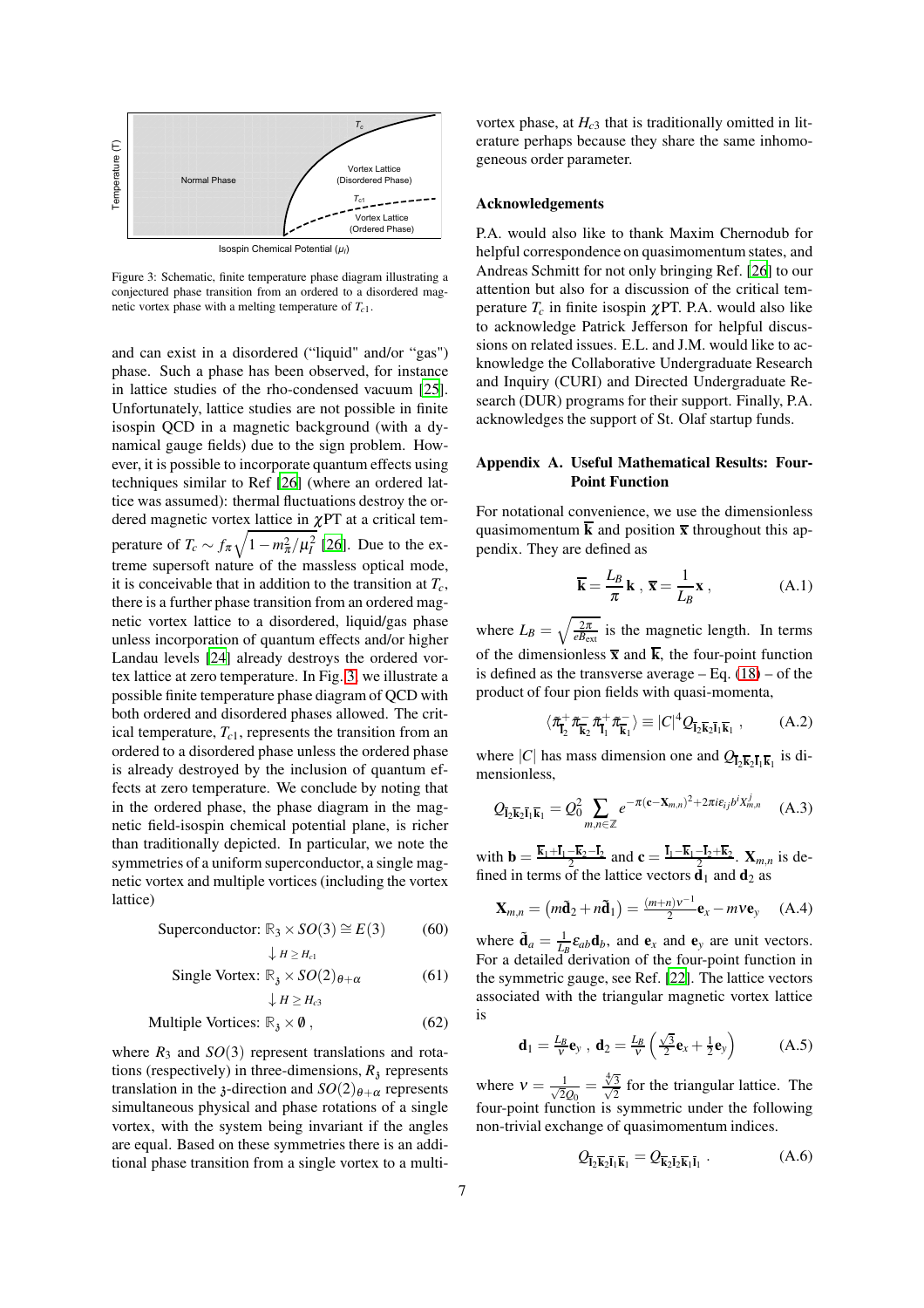Figure 3: Schematic, finite temperature phase diagram illustrating a conjectured phase transition from an ordered to a disordered magnetic vortex phase with a melting temperature of $T_{c1}$.

and can exist in a disordered ("liquid" and/or "gas") phase. Such a phase has been observed, for instance in lattice studies of the rho-condensed vacuum [25]. Unfortunately, lattice studies are not possible in finite isospin QCD in a magnetic background (with a dynamical gauge fields) due to the sign problem. However, it is possible to incorporate quantum effects using techniques similar to Ref [26] (where an ordered lattice was assumed): thermal fluctuations destroy the ordered magnetic vortex lattice in $\chi$PT at a critical temperature of $T_c \sim f_\pi \sqrt{1 - m_\pi^2/\mu_I^2}$ [26]. Due to the extreme supersoft nature of the massless optical mode, it is conceivable that in addition to the transition at $T_c$, there is a further phase transition from an ordered magnetic vortex lattice to a disordered, liquid/gas phase unless incorporation of quantum effects and/or higher Landau levels [24] already destroys the ordered vortex lattice at zero temperature. In Fig. 3, we illustrate a possible finite temperature phase diagram of QCD with both ordered and disordered phases allowed. The critical temperature, $T_{c1}$, represents the transition from an ordered to a disordered phase unless the ordered phase is already destroyed by the inclusion of quantum effects at zero temperature. We conclude by noting that in the ordered phase, the phase diagram in the magnetic field-isospin chemical potential plane, is richer than traditionally depicted. In particular, we note the symmetries of a uniform superconductor, a single magnetic vortex and multiple vortices (including the vortex lattice)

$$\text{Superconductor: } \mathbb{R}_3 \times SO(3) \cong E(3) \tag{60}$$

$$\downarrow H \geq H_{c1}$$

$$\text{Single Vortex: } \mathbb{R}_{\mathfrak{z}} \times SO(2)_{\theta+\alpha} \tag{61}$$

$$\downarrow H \geq H_{c3}$$

$$\text{Multiple Vortices: } \mathbb{R}_{\mathfrak{z}} \times \emptyset\,, \tag{62}$$

where $R_3$ and $SO(3)$ represent translations and rotations (respectively) in three-dimensions, $R_{\mathfrak{z}}$ represents translation in the $\mathfrak{z}$-direction and $SO(2)_{\theta+\alpha}$ represents simultaneous physical and phase rotations of a single vortex, with the system being invariant if the angles are equal. Based on these symmetries there is an additional phase transition from a single vortex to a multi-vortex phase, at $H_{c3}$ that is traditionally omitted in literature perhaps because they share the same inhomogeneous order parameter.

## Acknowledgements

P.A. would also like to thank Maxim Chernodub for helpful correspondence on quasimomentum states, and Andreas Schmitt for not only bringing Ref. [26] to our attention but also for a discussion of the critical temperature $T_c$ in finite isospin $\chi$PT. P.A. would also like to acknowledge Patrick Jefferson for helpful discussions on related issues. E.L. and J.M. would like to acknowledge the Collaborative Undergraduate Research and Inquiry (CURI) and Directed Undergraduate Research (DUR) programs for their support. Finally, P.A. acknowledges the support of St. Olaf startup funds.

## Appendix A. Useful Mathematical Results: Four-Point Function

For notational convenience, we use the dimensionless quasimomentum $\overline{\mathbf{k}}$ and position $\overline{\mathbf{x}}$ throughout this appendix. They are defined as

$$\overline{\mathbf{k}} = \frac{L_B}{\pi}\mathbf{k}\,,\ \overline{\mathbf{x}} = \frac{1}{L_B}\mathbf{x}\,, \tag{A.1}$$

where $L_B = \sqrt{\frac{2\pi}{eB_{\rm ext}}}$ is the magnetic length. In terms of the dimensionless $\overline{\mathbf{x}}$ and $\overline{\mathbf{k}}$, the four-point function is defined as the transverse average – Eq. (18) – of the product of four pion fields with quasi-momenta,

$$\langle \bar{\pi}^+_{\bar{\mathbf{l}}_2} \bar{\pi}^-_{\bar{\mathbf{k}}_2} \bar{\pi}^+_{\bar{\mathbf{l}}_1} \bar{\pi}^-_{\bar{\mathbf{k}}_1} \rangle \equiv |C|^4 Q_{\bar{\mathbf{l}}_2\bar{\mathbf{k}}_2\bar{\mathbf{l}}_1\bar{\mathbf{k}}_1}\,, \tag{A.2}$$

where $|C|$ has mass dimension one and $Q_{\bar{\mathbf{l}}_2\bar{\mathbf{k}}_2\bar{\mathbf{l}}_1\bar{\mathbf{k}}_1}$ is dimensionless,

$$Q_{\bar{\mathbf{l}}_2\bar{\mathbf{k}}_2\bar{\mathbf{l}}_1\bar{\mathbf{k}}_1} = Q_0^2 \sum_{m,n\in\mathbb{Z}} e^{-\pi(\mathbf{c}-\mathbf{X}_{m,n})^2 + 2\pi i \epsilon_{ij} b^i X^j_{m,n}} \tag{A.3}$$

with $\mathbf{b} = \frac{\bar{\mathbf{k}}_1 + \bar{\mathbf{l}}_1 - \bar{\mathbf{k}}_2 - \bar{\mathbf{l}}_2}{2}$ and $\mathbf{c} = \frac{\bar{\mathbf{l}}_1 - \bar{\mathbf{k}}_1 - \bar{\mathbf{l}}_2 + \bar{\mathbf{k}}_2}{2}$. $\mathbf{X}_{m,n}$ is defined in terms of the lattice vectors $\mathbf{d}_1$ and $\mathbf{d}_2$ as

$$\mathbf{X}_{m,n} = \left(m\tilde{\mathbf{d}}_2 + n\tilde{\mathbf{d}}_1\right) = \tfrac{(m+n)\nu^{-1}}{2}\mathbf{e}_x - m\nu\mathbf{e}_y \tag{A.4}$$

where $\tilde{\mathbf{d}}_a = \frac{1}{L_B}\varepsilon_{ab}\mathbf{d}_b$, and $\mathbf{e}_x$ and $\mathbf{e}_y$ are unit vectors. For a detailed derivation of the four-point function in the symmetric gauge, see Ref. [22]. The lattice vectors associated with the triangular magnetic vortex lattice is

$$\mathbf{d}_1 = \tfrac{L_B}{\nu}\mathbf{e}_y\,,\ \mathbf{d}_2 = \tfrac{L_B}{\nu}\left(\tfrac{\sqrt{3}}{2}\mathbf{e}_x + \tfrac{1}{2}\mathbf{e}_y\right) \tag{A.5}$$

where $\nu = \frac{1}{\sqrt{2}Q_0} = \frac{\sqrt[4]{3}}{\sqrt{2}}$ for the triangular lattice. The four-point function is symmetric under the following non-trivial exchange of quasimomentum indices.

$$Q_{\bar{\mathbf{l}}_2\bar{\mathbf{k}}_2\bar{\mathbf{l}}_1\bar{\mathbf{k}}_1} = Q_{\bar{\mathbf{k}}_2\bar{\mathbf{l}}_2\bar{\mathbf{k}}_1\bar{\mathbf{l}}_1}\,. \tag{A.6}$$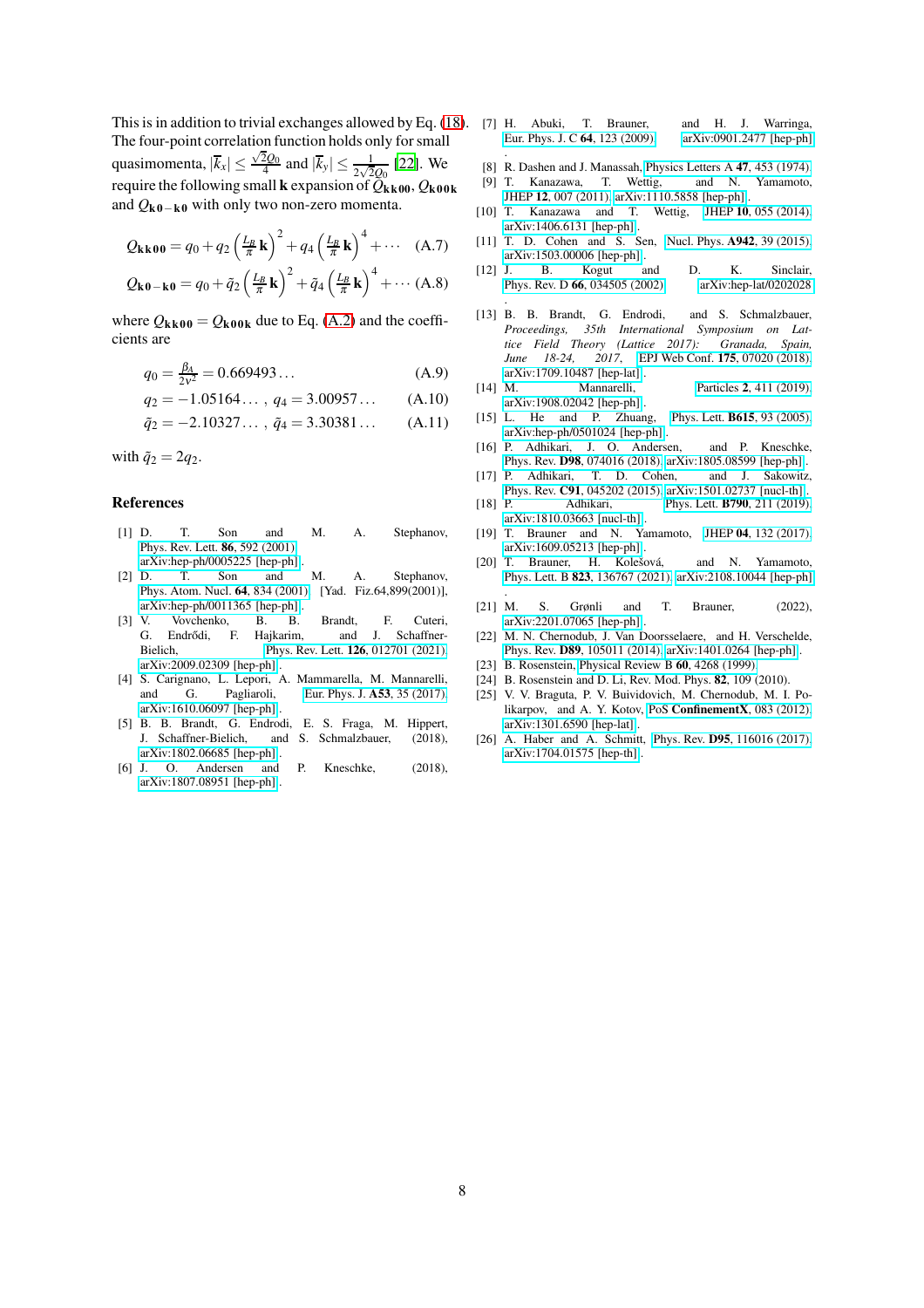This is in addition to trivial exchanges allowed by Eq. (18). The four-point correlation function holds only for small quasimomenta, $|\bar{k}_x| \leq \frac{\sqrt{2}Q_0}{4}$ and $|\bar{k}_y| \leq \frac{1}{2\sqrt{2}Q_0}$ [22]. We require the following small $\mathbf{k}$ expansion of $Q_{\mathbf{kk00}}, Q_{\mathbf{k00k}}$ and $Q_{\mathbf{k0-k0}}$ with only two non-zero momenta.

$$Q_{\mathbf{kk00}} = q_0 + q_2\left(\frac{L_B}{\pi}\mathbf{k}\right)^2 + q_4\left(\frac{L_B}{\pi}\mathbf{k}\right)^4 + \cdots \quad \text{(A.7)}$$

$$Q_{\mathbf{k0-k0}} = q_0 + \tilde{q}_2\left(\frac{L_B}{\pi}\mathbf{k}\right)^2 + \tilde{q}_4\left(\frac{L_B}{\pi}\mathbf{k}\right)^4 + \cdots \quad \text{(A.8)}$$

where $Q_{\mathbf{kk00}} = Q_{\mathbf{k00k}}$ due to Eq. (A.2) and the coefficients are

$$q_0 = \frac{\beta_A}{2\nu^2} = 0.669493\ldots \quad \text{(A.9)}$$

$$q_2 = -1.05164\ldots\,,\; q_4 = 3.00957\ldots \quad \text{(A.10)}$$

$$\tilde{q}_2 = -2.10327\ldots\,,\; \tilde{q}_4 = 3.30381\ldots \quad \text{(A.11)}$$

with $\tilde{q}_2 = 2q_2$.

## References

[1] D. T. Son and M. A. Stephanov, Phys. Rev. Lett. **86**, 592 (2001), arXiv:hep-ph/0005225 [hep-ph].

[2] D. T. Son and M. A. Stephanov, Phys. Atom. Nucl. **64**, 834 (2001) [Yad. Fiz.64,899(2001)], arXiv:hep-ph/0011365 [hep-ph].

[3] V. Vovchenko, B. B. Brandt, F. Cuteri, G. Endrődi, F. Hajkarim, and J. Schaffner-Bielich, Phys. Rev. Lett. **126**, 012701 (2021), arXiv:2009.02309 [hep-ph].

[4] S. Carignano, L. Lepori, A. Mammarella, M. Mannarelli, and G. Pagliaroli, Eur. Phys. J. **A53**, 35 (2017), arXiv:1610.06097 [hep-ph].

[5] B. B. Brandt, G. Endrodi, E. S. Fraga, M. Hippert, J. Schaffner-Bielich, and S. Schmalzbauer, (2018), arXiv:1802.06685 [hep-ph].

[6] J. O. Andersen and P. Kneschke, (2018), arXiv:1807.08951 [hep-ph].

[7] H. Abuki, T. Brauner, and H. J. Warringa, Eur. Phys. J. C **64**, 123 (2009), arXiv:0901.2477 [hep-ph].

[8] R. Dashen and J. Manassah, Physics Letters A **47**, 453 (1974).

[9] T. Kanazawa, T. Wettig, and N. Yamamoto, JHEP **12**, 007 (2011), arXiv:1110.5858 [hep-ph].

[10] T. Kanazawa and T. Wettig, JHEP **10**, 055 (2014), arXiv:1406.6131 [hep-ph].

[11] T. D. Cohen and S. Sen, Nucl. Phys. **A942**, 39 (2015), arXiv:1503.00006 [hep-ph].

[12] J. B. Kogut and D. K. Sinclair, Phys. Rev. D **66**, 034505 (2002), arXiv:hep-lat/0202028.

[13] B. B. Brandt, G. Endrodi, and S. Schmalzbauer, *Proceedings, 35th International Symposium on Lattice Field Theory (Lattice 2017): Granada, Spain, June 18-24, 2017*, EPJ Web Conf. **175**, 07020 (2018), arXiv:1709.10487 [hep-lat].

[14] M. Mannarelli, Particles **2**, 411 (2019), arXiv:1908.02042 [hep-ph].

[15] L. He and P. Zhuang, Phys. Lett. **B615**, 93 (2005), arXiv:hep-ph/0501024 [hep-ph].

[16] P. Adhikari, J. O. Andersen, and P. Kneschke, Phys. Rev. **D98**, 074016 (2018), arXiv:1805.08599 [hep-ph].

[17] P. Adhikari, T. D. Cohen, and J. Sakowitz, Phys. Rev. **C91**, 045202 (2015), arXiv:1501.02737 [nucl-th].

[18] P. Adhikari, Phys. Lett. **B790**, 211 (2019), arXiv:1810.03663 [nucl-th].

[19] T. Brauner and N. Yamamoto, JHEP **04**, 132 (2017), arXiv:1609.05213 [hep-ph].

[20] T. Brauner, H. Kolešová, and N. Yamamoto, Phys. Lett. B **823**, 136767 (2021), arXiv:2108.10044 [hep-ph].

[21] M. S. Grønli and T. Brauner, (2022), arXiv:2201.07065 [hep-ph].

[22] M. N. Chernodub, J. Van Doorsselaere, and H. Verschelde, Phys. Rev. **D89**, 105011 (2014), arXiv:1401.0264 [hep-ph].

[23] B. Rosenstein, Physical Review B **60**, 4268 (1999).

[24] B. Rosenstein and D. Li, Rev. Mod. Phys. **82**, 109 (2010).

[25] V. V. Braguta, P. V. Buividovich, M. Chernodub, M. I. Polikarpov, and A. Y. Kotov, PoS **ConfinementX**, 083 (2012), arXiv:1301.6590 [hep-lat].

[26] A. Haber and A. Schmitt, Phys. Rev. **D95**, 116016 (2017), arXiv:1704.01575 [hep-th].